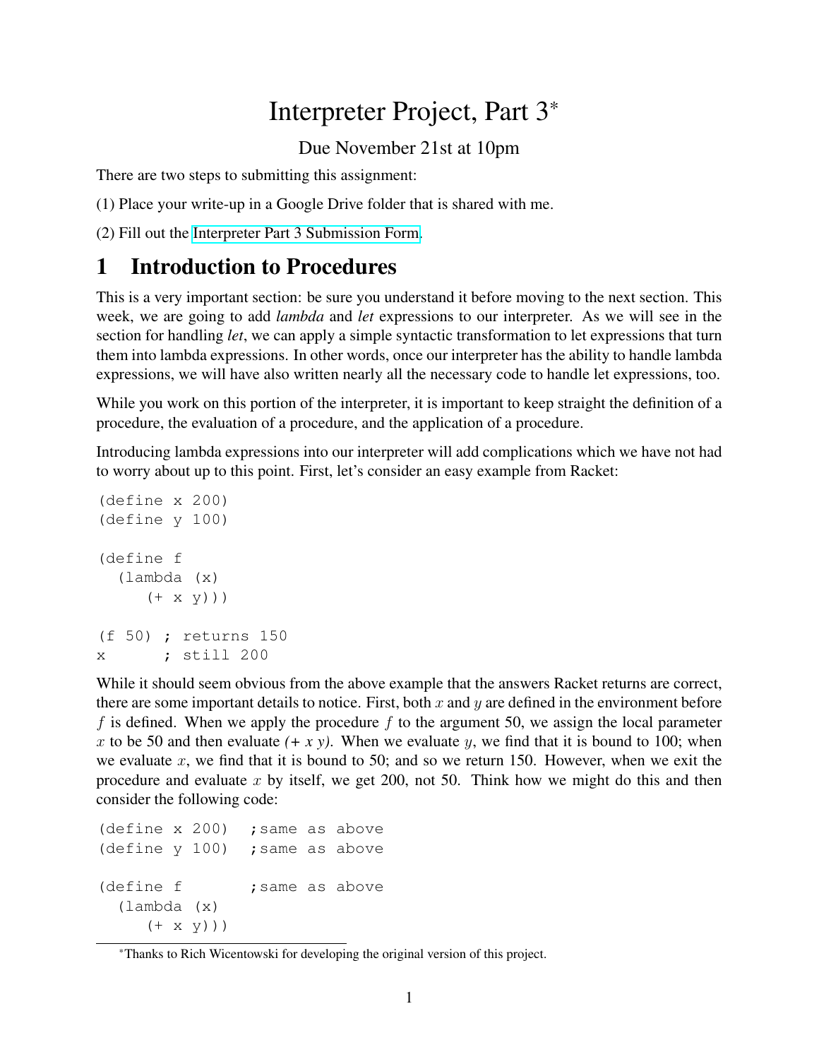# Interpreter Project, Part 3*

Due November 21st at 10pm

There are two steps to submitting this assignment:

(1) Place your write-up in a Google Drive folder that is shared with me.

(2) Fill out the Interpreter Part 3 Submission Form.

## 1 Introduction to Procedures

This is a very important section: be sure you understand it before moving to the next section. This week, we are going to add *lambda* and *let* expressions to our interpreter. As we will see in the section for handling *let*, we can apply a simple syntactic transformation to let expressions that turn them into lambda expressions. In other words, once our interpreter has the ability to handle lambda expressions, we will have also written nearly all the necessary code to handle let expressions, too.

While you work on this portion of the interpreter, it is important to keep straight the definition of a procedure, the evaluation of a procedure, and the application of a procedure.

Introducing lambda expressions into our interpreter will add complications which we have not had to worry about up to this point. First, let's consider an easy example from Racket:

```
(define x 200)
(define y 100)

(define f
  (lambda (x)
     (+ x y)))

(f 50) ; returns 150
x      ; still 200
```

While it should seem obvious from the above example that the answers Racket returns are correct, there are some important details to notice. First, both $x$ and $y$ are defined in the environment before $f$ is defined. When we apply the procedure $f$ to the argument 50, we assign the local parameter $x$ to be 50 and then evaluate *(+ x y)*. When we evaluate $y$, we find that it is bound to 100; when we evaluate $x$, we find that it is bound to 50; and so we return 150. However, when we exit the procedure and evaluate $x$ by itself, we get 200, not 50. Think how we might do this and then consider the following code:

```
(define x 200)  ;same as above
(define y 100)  ;same as above

(define f       ;same as above
  (lambda (x)
     (+ x y)))
```

*Thanks to Rich Wicentowski for developing the original version of this project.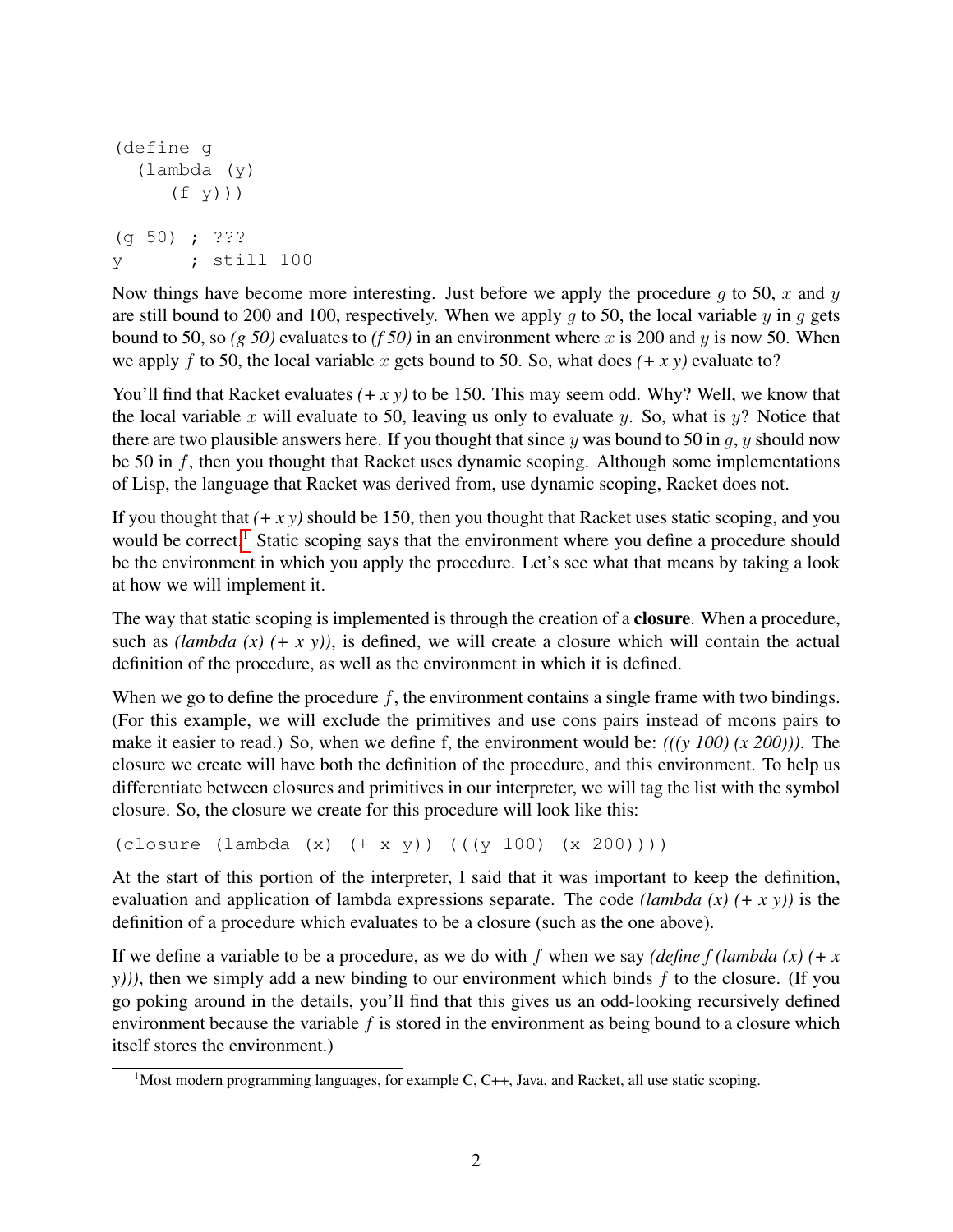```
(define g
  (lambda (y)
    (f y)))

(g 50) ; ???
y      ; still 100
```

Now things have become more interesting. Just before we apply the procedure $g$ to 50, $x$ and $y$ are still bound to 200 and 100, respectively. When we apply $g$ to 50, the local variable $y$ in $g$ gets bound to 50, so *(g 50)* evaluates to *(f 50)* in an environment where $x$ is 200 and $y$ is now 50. When we apply $f$ to 50, the local variable $x$ gets bound to 50. So, what does *(+ x y)* evaluate to?

You'll find that Racket evaluates *(+ x y)* to be 150. This may seem odd. Why? Well, we know that the local variable $x$ will evaluate to 50, leaving us only to evaluate $y$. So, what is $y$? Notice that there are two plausible answers here. If you thought that since $y$ was bound to 50 in $g$, $y$ should now be 50 in $f$, then you thought that Racket uses dynamic scoping. Although some implementations of Lisp, the language that Racket was derived from, use dynamic scoping, Racket does not.

If you thought that *(+ x y)* should be 150, then you thought that Racket uses static scoping, and you would be correct.[1] Static scoping says that the environment where you define a procedure should be the environment in which you apply the procedure. Let's see what that means by taking a look at how we will implement it.

The way that static scoping is implemented is through the creation of a **closure**. When a procedure, such as *(lambda (x) (+ x y))*, is defined, we will create a closure which will contain the actual definition of the procedure, as well as the environment in which it is defined.

When we go to define the procedure $f$, the environment contains a single frame with two bindings. (For this example, we will exclude the primitives and use cons pairs instead of mcons pairs to make it easier to read.) So, when we define f, the environment would be: *(((y 100) (x 200)))*. The closure we create will have both the definition of the procedure, and this environment. To help us differentiate between closures and primitives in our interpreter, we will tag the list with the symbol closure. So, the closure we create for this procedure will look like this:

```
(closure (lambda (x) (+ x y)) (((y 100) (x 200))))
```

At the start of this portion of the interpreter, I said that it was important to keep the definition, evaluation and application of lambda expressions separate. The code *(lambda (x) (+ x y))* is the definition of a procedure which evaluates to be a closure (such as the one above).

If we define a variable to be a procedure, as we do with $f$ when we say *(define f (lambda (x) (+ x y)))*, then we simply add a new binding to our environment which binds $f$ to the closure. (If you go poking around in the details, you'll find that this gives us an odd-looking recursively defined environment because the variable $f$ is stored in the environment as being bound to a closure which itself stores the environment.)

---

[1] Most modern programming languages, for example C, C++, Java, and Racket, all use static scoping.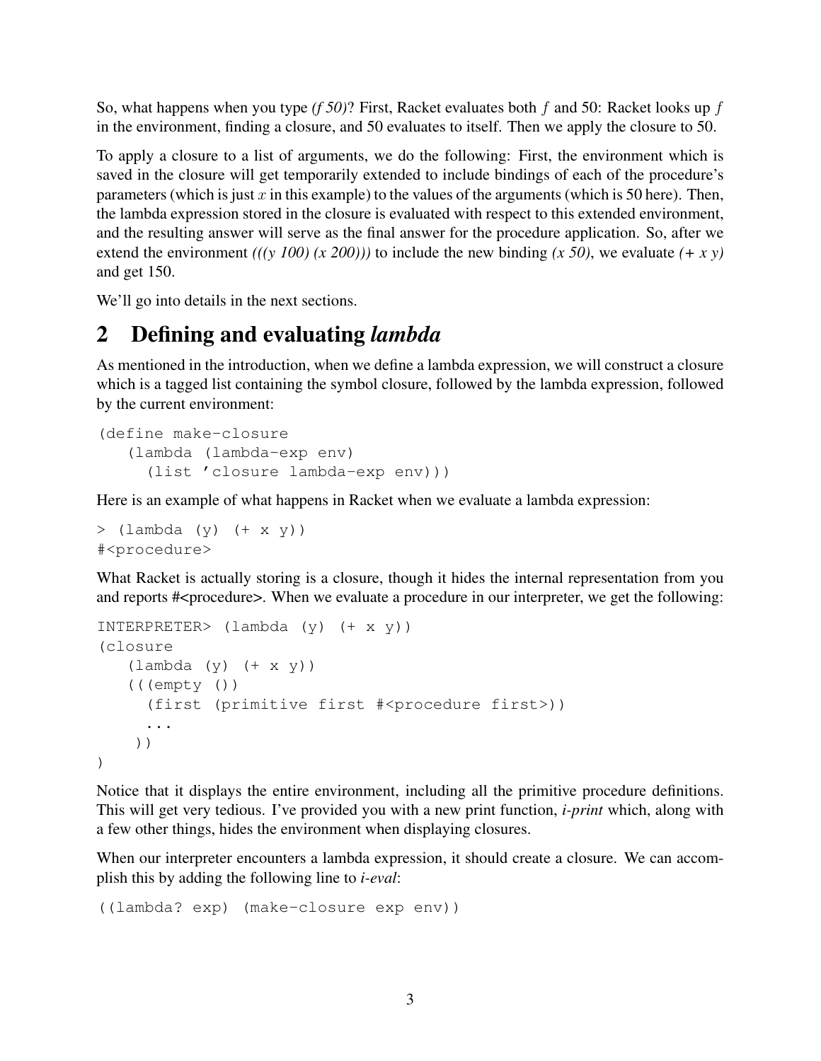So, what happens when you type *(f 50)*? First, Racket evaluates both $f$ and 50: Racket looks up $f$ in the environment, finding a closure, and 50 evaluates to itself. Then we apply the closure to 50.

To apply a closure to a list of arguments, we do the following: First, the environment which is saved in the closure will get temporarily extended to include bindings of each of the procedure's parameters (which is just $x$ in this example) to the values of the arguments (which is 50 here). Then, the lambda expression stored in the closure is evaluated with respect to this extended environment, and the resulting answer will serve as the final answer for the procedure application. So, after we extend the environment *(((y 100) (x 200)))* to include the new binding *(x 50)*, we evaluate *(+ x y)* and get 150.

We'll go into details in the next sections.

## 2 Defining and evaluating *lambda*

As mentioned in the introduction, when we define a lambda expression, we will construct a closure which is a tagged list containing the symbol closure, followed by the lambda expression, followed by the current environment:

```
(define make-closure
   (lambda (lambda-exp env)
     (list 'closure lambda-exp env)))
```

Here is an example of what happens in Racket when we evaluate a lambda expression:

```
> (lambda (y) (+ x y))
#<procedure>
```

What Racket is actually storing is a closure, though it hides the internal representation from you and reports #<procedure>. When we evaluate a procedure in our interpreter, we get the following:

```
INTERPRETER> (lambda (y) (+ x y))
(closure
   (lambda (y) (+ x y))
   (((empty ())
     (first (primitive first #<procedure first>))
     ...
    ))
)
```

Notice that it displays the entire environment, including all the primitive procedure definitions. This will get very tedious. I've provided you with a new print function, *i-print* which, along with a few other things, hides the environment when displaying closures.

When our interpreter encounters a lambda expression, it should create a closure. We can accomplish this by adding the following line to *i-eval*:

```
((lambda? exp) (make-closure exp env))
```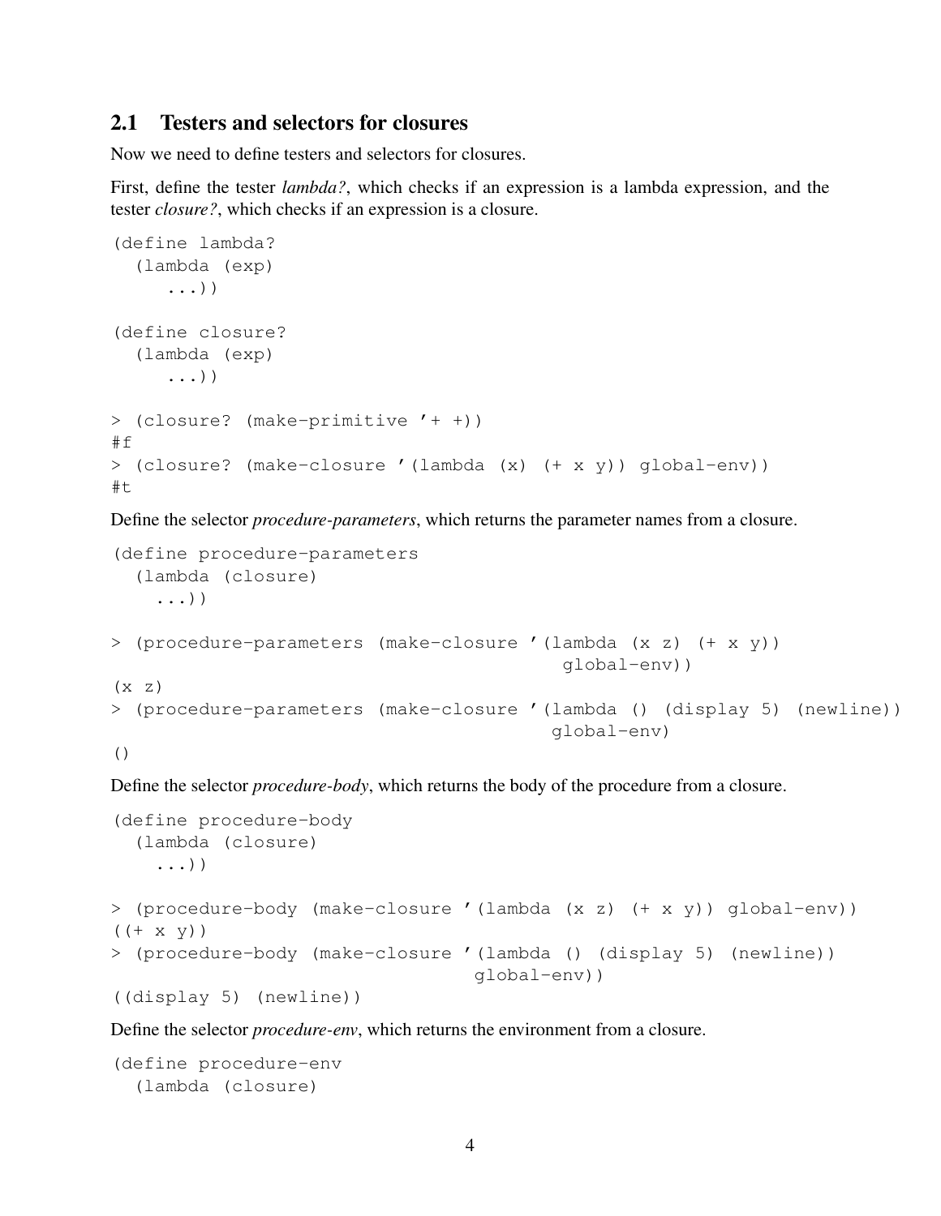## 2.1 Testers and selectors for closures

Now we need to define testers and selectors for closures.

First, define the tester *lambda?*, which checks if an expression is a lambda expression, and the tester *closure?*, which checks if an expression is a closure.

```
(define lambda?
  (lambda (exp)
     ...))

(define closure?
  (lambda (exp)
     ...))

> (closure? (make-primitive '+ +))
#f
> (closure? (make-closure '(lambda (x) (+ x y)) global-env))
#t
```

Define the selector *procedure-parameters*, which returns the parameter names from a closure.

```
(define procedure-parameters
  (lambda (closure)
    ...))

> (procedure-parameters (make-closure '(lambda (x z) (+ x y))
                                       global-env))
(x z)
> (procedure-parameters (make-closure '(lambda () (display 5) (newline))
                                      global-env)
()
```

Define the selector *procedure-body*, which returns the body of the procedure from a closure.

```
(define procedure-body
  (lambda (closure)
    ...))

> (procedure-body (make-closure '(lambda (x z) (+ x y)) global-env))
((+ x y))
> (procedure-body (make-closure '(lambda () (display 5) (newline))
                               global-env))
((display 5) (newline))
```

Define the selector *procedure-env*, which returns the environment from a closure.

```
(define procedure-env
  (lambda (closure)
```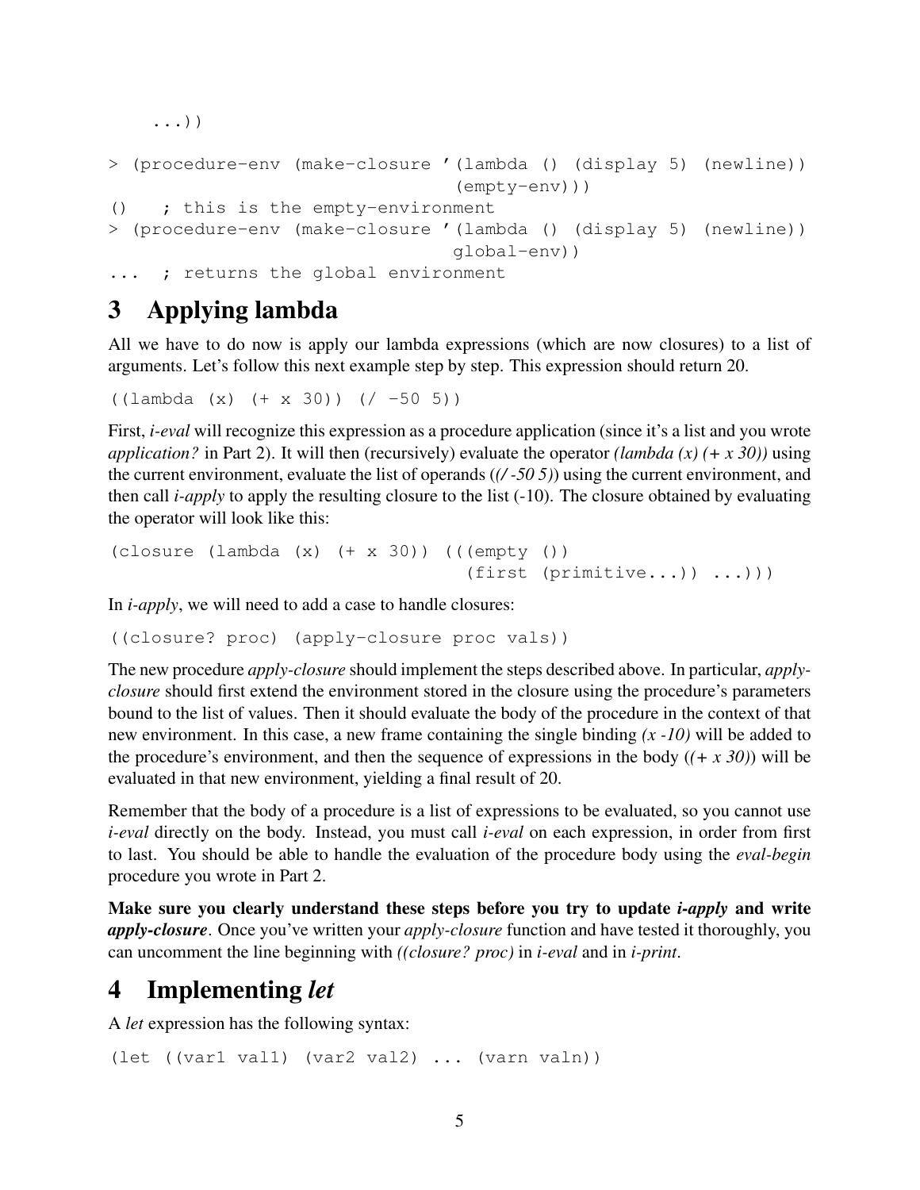```
    ...))

> (procedure-env (make-closure '(lambda () (display 5) (newline))
                               (empty-env)))
()   ; this is the empty-environment
> (procedure-env (make-closure '(lambda () (display 5) (newline))
                               global-env))
...  ; returns the global environment
```

# 3 Applying lambda

All we have to do now is apply our lambda expressions (which are now closures) to a list of arguments. Let's follow this next example step by step. This expression should return 20.

```
((lambda (x) (+ x 30)) (/ -50 5))
```

First, *i-eval* will recognize this expression as a procedure application (since it's a list and you wrote *application?* in Part 2). It will then (recursively) evaluate the operator *(lambda (x) (+ x 30))* using the current environment, evaluate the list of operands (*(/ -50 5)*) using the current environment, and then call *i-apply* to apply the resulting closure to the list (-10). The closure obtained by evaluating the operator will look like this:

```
(closure (lambda (x) (+ x 30)) (((empty ())
                                  (first (primitive...)) ...)))
```

In *i-apply*, we will need to add a case to handle closures:

```
((closure? proc) (apply-closure proc vals))
```

The new procedure *apply-closure* should implement the steps described above. In particular, *apply-closure* should first extend the environment stored in the closure using the procedure's parameters bound to the list of values. Then it should evaluate the body of the procedure in the context of that new environment. In this case, a new frame containing the single binding *(x -10)* will be added to the procedure's environment, and then the sequence of expressions in the body (*(+ x 30)*) will be evaluated in that new environment, yielding a final result of 20.

Remember that the body of a procedure is a list of expressions to be evaluated, so you cannot use *i-eval* directly on the body. Instead, you must call *i-eval* on each expression, in order from first to last. You should be able to handle the evaluation of the procedure body using the *eval-begin* procedure you wrote in Part 2.

**Make sure you clearly understand these steps before you try to update *i-apply* and write *apply-closure*.** Once you've written your *apply-closure* function and have tested it thoroughly, you can uncomment the line beginning with *((closure? proc)* in *i-eval* and in *i-print*.

# 4 Implementing *let*

A *let* expression has the following syntax:

```
(let ((var1 val1) (var2 val2) ... (varn valn))
```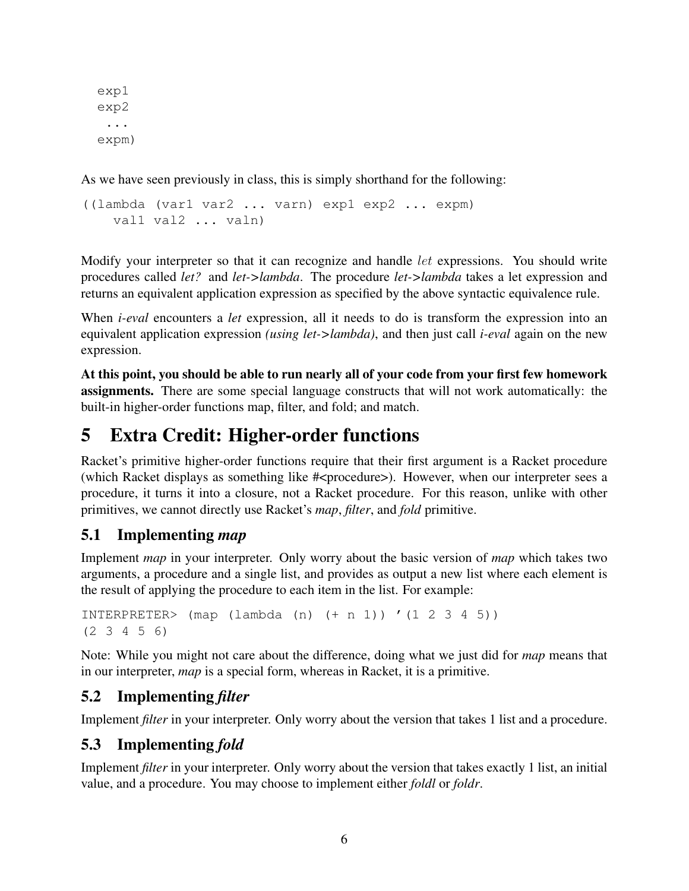```
  exp1
  exp2
   ...
  expm)
```

As we have seen previously in class, this is simply shorthand for the following:

```
((lambda (var1 var2 ... varn) exp1 exp2 ... expm)
    val1 val2 ... valn)
```

Modify your interpreter so that it can recognize and handle *let* expressions. You should write procedures called *let?* and *let->lambda*. The procedure *let->lambda* takes a let expression and returns an equivalent application expression as specified by the above syntactic equivalence rule.

When *i-eval* encounters a *let* expression, all it needs to do is transform the expression into an equivalent application expression *(using let->lambda)*, and then just call *i-eval* again on the new expression.

**At this point, you should be able to run nearly all of your code from your first few homework assignments.** There are some special language constructs that will not work automatically: the built-in higher-order functions map, filter, and fold; and match.

# 5 Extra Credit: Higher-order functions

Racket's primitive higher-order functions require that their first argument is a Racket procedure (which Racket displays as something like #<procedure>). However, when our interpreter sees a procedure, it turns it into a closure, not a Racket procedure. For this reason, unlike with other primitives, we cannot directly use Racket's *map*, *filter*, and *fold* primitive.

## 5.1 Implementing *map*

Implement *map* in your interpreter. Only worry about the basic version of *map* which takes two arguments, a procedure and a single list, and provides as output a new list where each element is the result of applying the procedure to each item in the list. For example:

```
INTERPRETER> (map (lambda (n) (+ n 1)) '(1 2 3 4 5))
(2 3 4 5 6)
```

Note: While you might not care about the difference, doing what we just did for *map* means that in our interpreter, *map* is a special form, whereas in Racket, it is a primitive.

## 5.2 Implementing *filter*

Implement *filter* in your interpreter. Only worry about the version that takes 1 list and a procedure.

## 5.3 Implementing *fold*

Implement *filter* in your interpreter. Only worry about the version that takes exactly 1 list, an initial value, and a procedure. You may choose to implement either *foldl* or *foldr*.